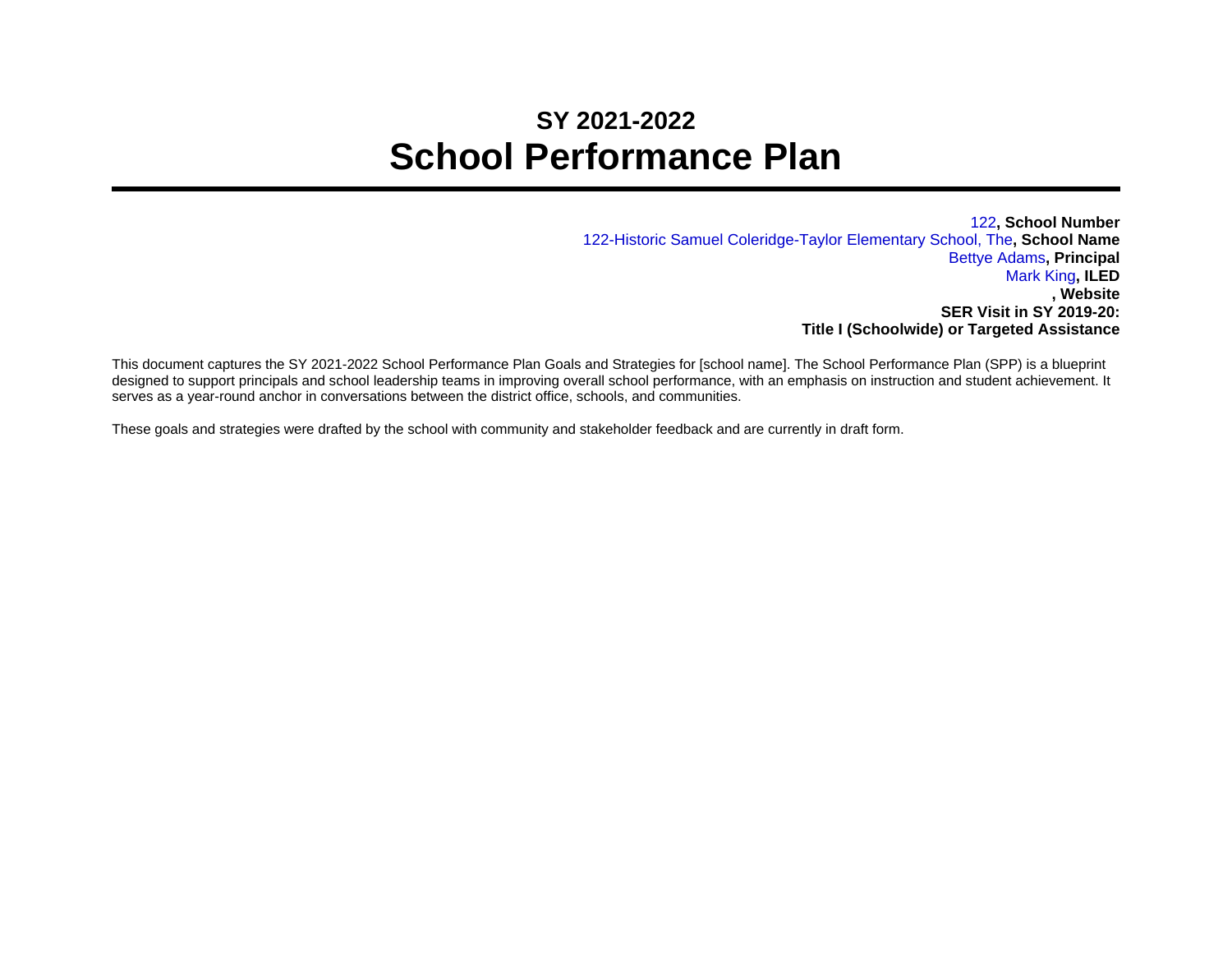## SY 2021-2022

# School Performance Plan

122**, School Number**
122-Historic Samuel Coleridge-Taylor Elementary School, The**, School Name**
Bettye Adams**, Principal**
Mark King**, ILED**
**, Website**
**SER Visit in SY 2019-20:**
**Title I (Schoolwide) or Targeted Assistance**

This document captures the SY 2021-2022 School Performance Plan Goals and Strategies for [school name]. The School Performance Plan (SPP) is a blueprint designed to support principals and school leadership teams in improving overall school performance, with an emphasis on instruction and student achievement. It serves as a year-round anchor in conversations between the district office, schools, and communities.

These goals and strategies were drafted by the school with community and stakeholder feedback and are currently in draft form.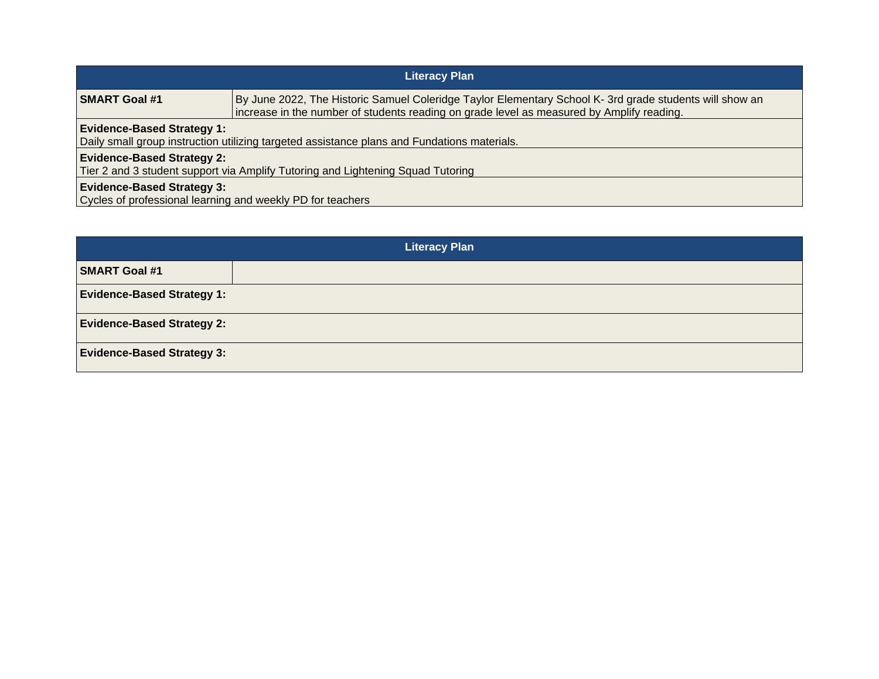| Literacy Plan | |
|---|---|
| **SMART Goal #1** | By June 2022, The Historic Samuel Coleridge Taylor Elementary School K- 3rd grade students will show an increase in the number of students reading on grade level as measured by Amplify reading. |
| **Evidence-Based Strategy 1:** Daily small group instruction utilizing targeted assistance plans and Fundations materials. | |
| **Evidence-Based Strategy 2:** Tier 2 and 3 student support via Amplify Tutoring and Lightening Squad Tutoring | |
| **Evidence-Based Strategy 3:** Cycles of professional learning and weekly PD for teachers | |

| Literacy Plan | |
|---|---|
| **SMART Goal #1** | |
| **Evidence-Based Strategy 1:** | |
| **Evidence-Based Strategy 2:** | |
| **Evidence-Based Strategy 3:** | |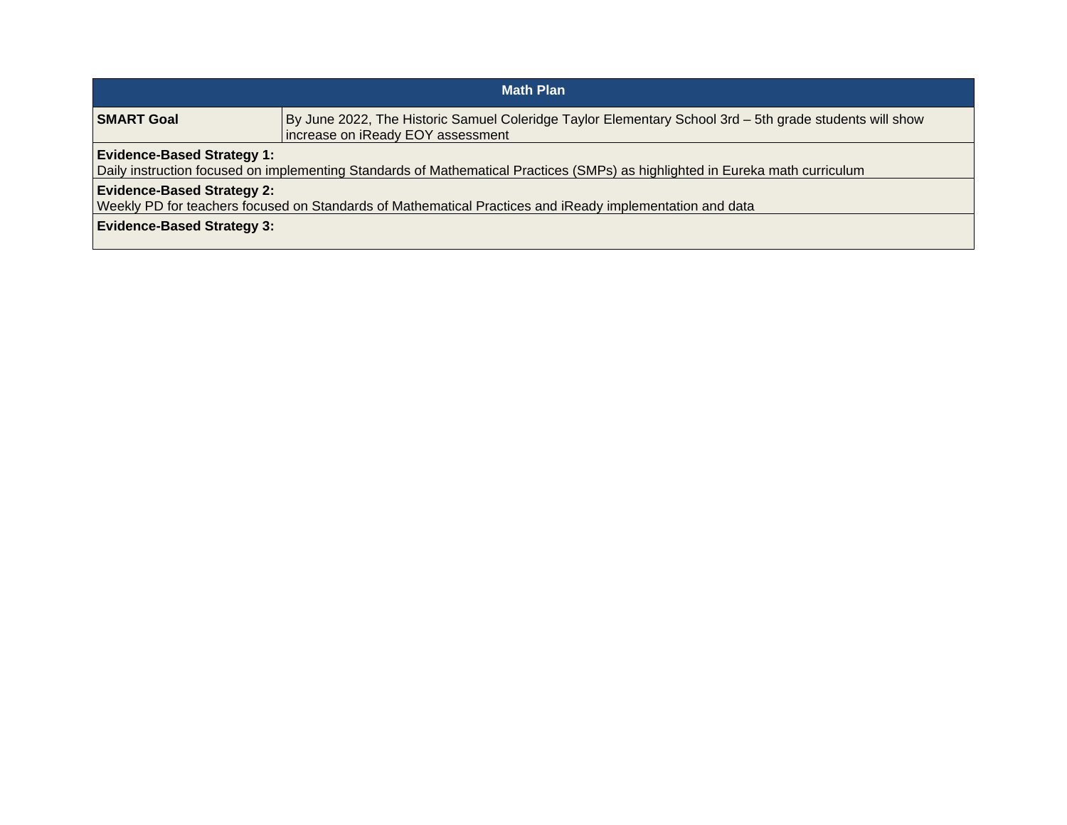| Math Plan | |
|---|---|
| **SMART Goal** | By June 2022, The Historic Samuel Coleridge Taylor Elementary School 3rd – 5th grade students will show increase on iReady EOY assessment |
| **Evidence-Based Strategy 1:** Daily instruction focused on implementing Standards of Mathematical Practices (SMPs) as highlighted in Eureka math curriculum | |
| **Evidence-Based Strategy 2:** Weekly PD for teachers focused on Standards of Mathematical Practices and iReady implementation and data | |
| **Evidence-Based Strategy 3:** | |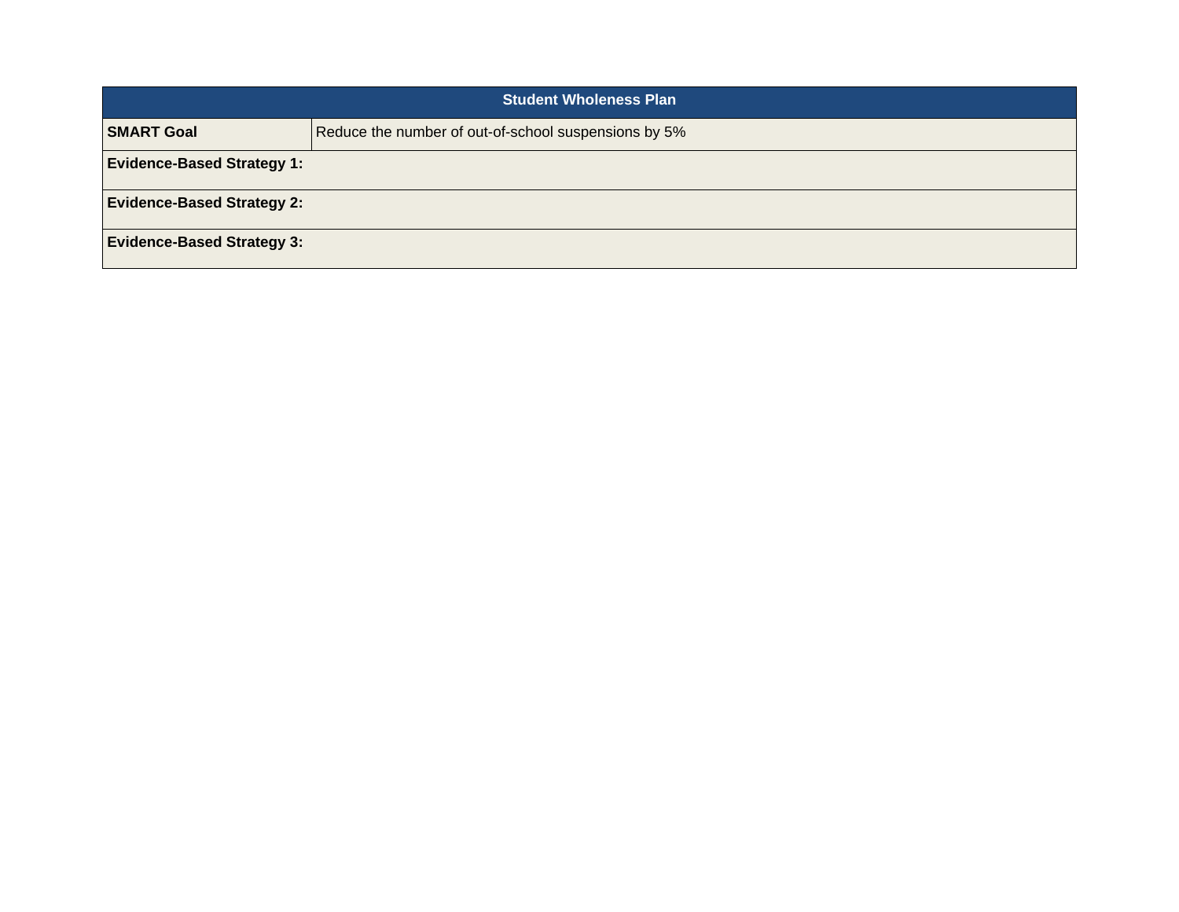| Student Wholeness Plan | |
|---|---|
| **SMART Goal** | Reduce the number of out-of-school suspensions by 5% |
| **Evidence-Based Strategy 1:** | |
| **Evidence-Based Strategy 2:** | |
| **Evidence-Based Strategy 3:** | |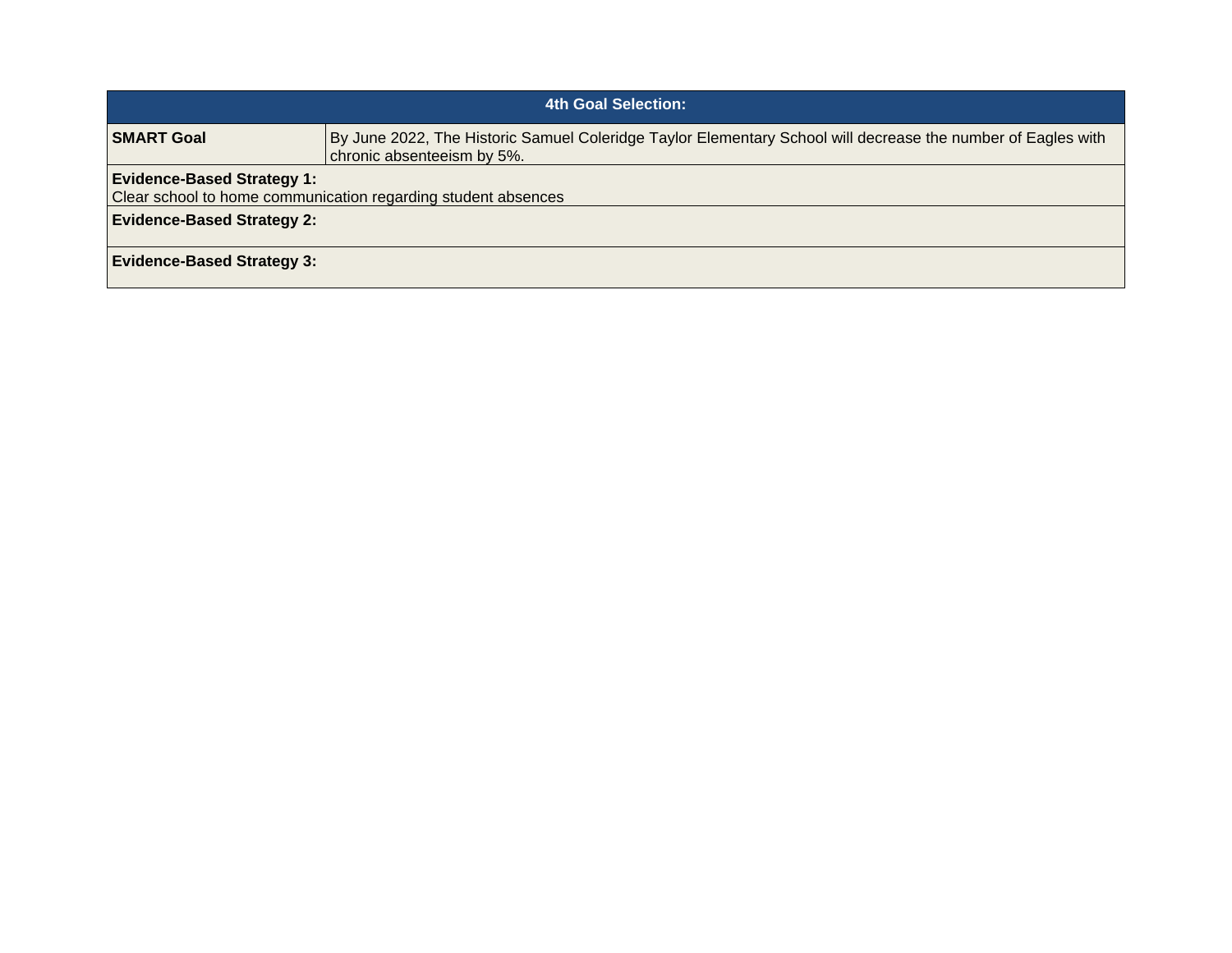| 4th Goal Selection: | |
|---|---|
| **SMART Goal** | By June 2022, The Historic Samuel Coleridge Taylor Elementary School will decrease the number of Eagles with chronic absenteeism by 5%. |
| **Evidence-Based Strategy 1:** Clear school to home communication regarding student absences | |
| **Evidence-Based Strategy 2:** | |
| **Evidence-Based Strategy 3:** | |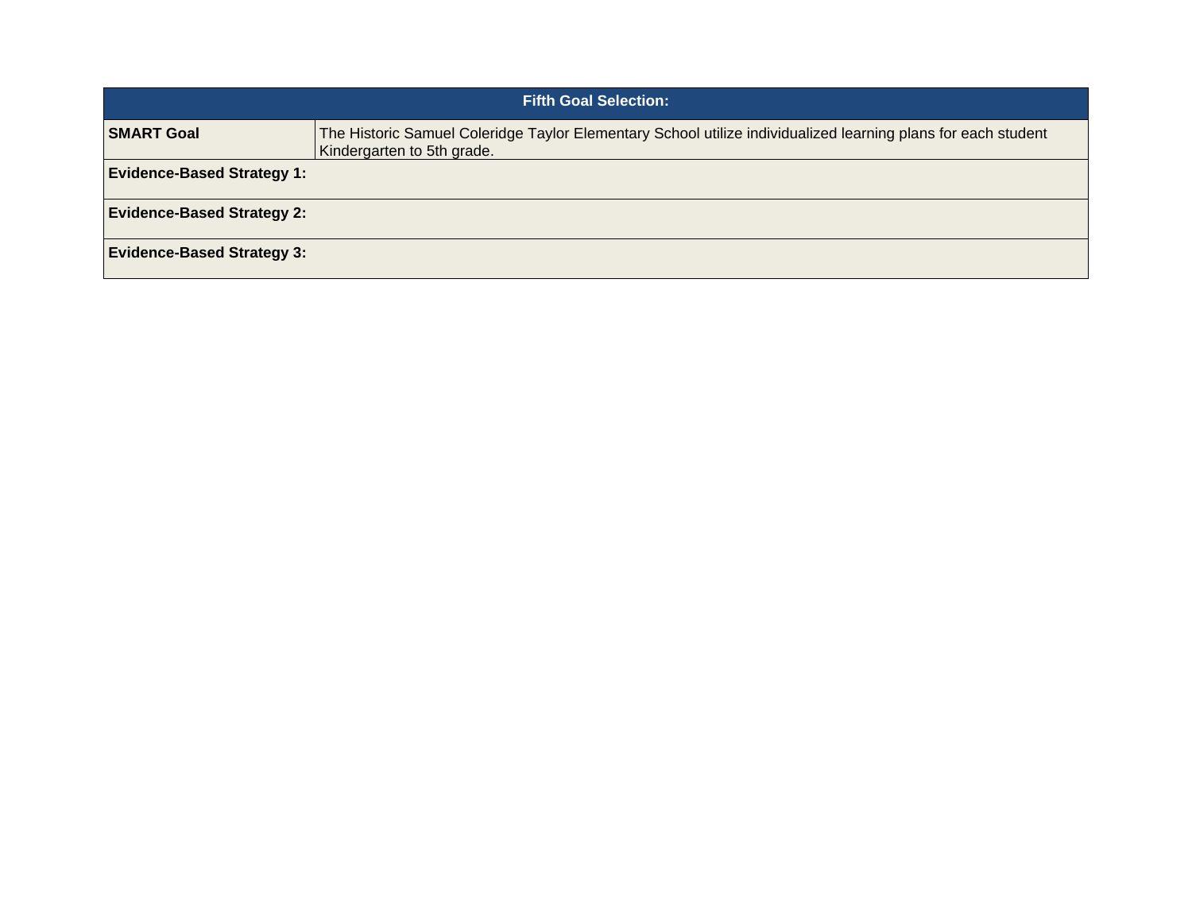| Fifth Goal Selection: | |
|---|---|
| **SMART Goal** | The Historic Samuel Coleridge Taylor Elementary School utilize individualized learning plans for each student Kindergarten to 5th grade. |
| **Evidence-Based Strategy 1:** | |
| **Evidence-Based Strategy 2:** | |
| **Evidence-Based Strategy 3:** | |